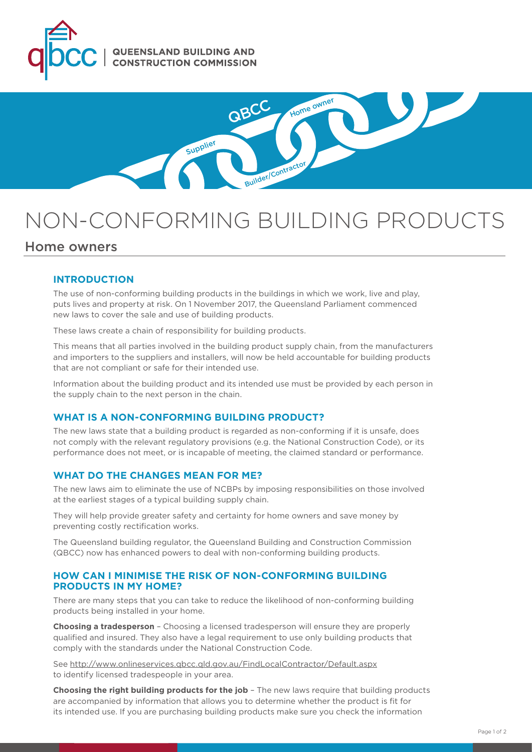QUEENSLAND BUILDING AND CONSTRUCTION COMMISSION

# NON-CONFORMING BUILDING PRODUCTS

## Home owners

### INTRODUCTION

The use of non-conforming building products in the buildings in which we work, live and play, puts lives and property at risk. On 1 November 2017, the Queensland Parliament commenced new laws to cover the sale and use of building products.

These laws create a chain of responsibility for building products.

This means that all parties involved in the building product supply chain, from the manufacturers and importers to the suppliers and installers, will now be held accountable for building products that are not compliant or safe for their intended use.

Information about the building product and its intended use must be provided by each person in the supply chain to the next person in the chain.

### WHAT IS A NON-CONFORMING BUILDING PRODUCT?

The new laws state that a building product is regarded as non-conforming if it is unsafe, does not comply with the relevant regulatory provisions (e.g. the National Construction Code), or its performance does not meet, or is incapable of meeting, the claimed standard or performance.

### WHAT DO THE CHANGES MEAN FOR ME?

The new laws aim to eliminate the use of NCBPs by imposing responsibilities on those involved at the earliest stages of a typical building supply chain.

They will help provide greater safety and certainty for home owners and save money by preventing costly rectification works.

The Queensland building regulator, the Queensland Building and Construction Commission (QBCC) now has enhanced powers to deal with non-conforming building products.

### HOW CAN I MINIMISE THE RISK OF NON-CONFORMING BUILDING PRODUCTS IN MY HOME?

There are many steps that you can take to reduce the likelihood of non-conforming building products being installed in your home.

**Choosing a tradesperson** – Choosing a licensed tradesperson will ensure they are properly qualified and insured. They also have a legal requirement to use only building products that comply with the standards under the National Construction Code.

See http://www.onlineservices.qbcc.qld.gov.au/FindLocalContractor/Default.aspx to identify licensed tradespeople in your area.

**Choosing the right building products for the job** – The new laws require that building products are accompanied by information that allows you to determine whether the product is fit for its intended use. If you are purchasing building products make sure you check the information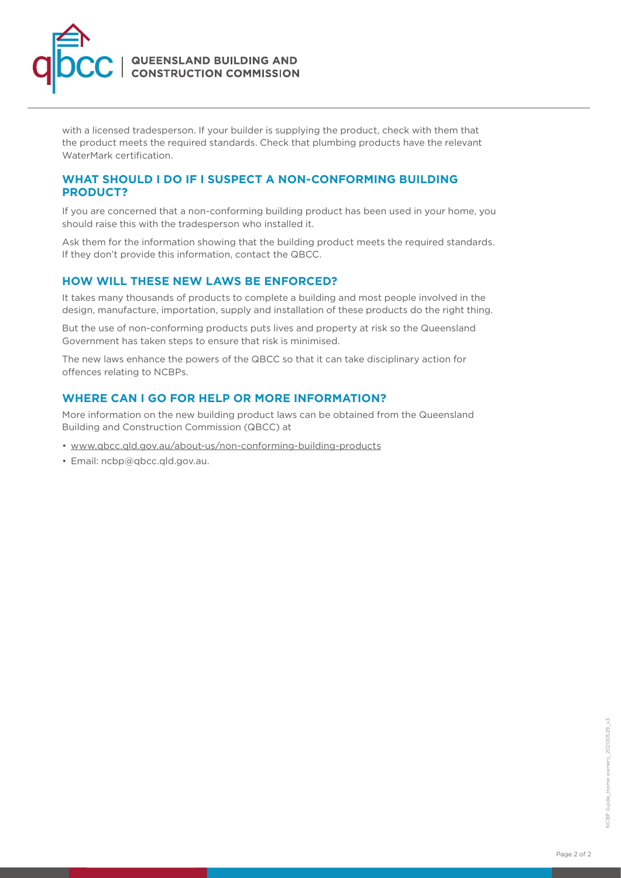with a licensed tradesperson. If your builder is supplying the product, check with them that the product meets the required standards. Check that plumbing products have the relevant WaterMark certification.

## WHAT SHOULD I DO IF I SUSPECT A NON-CONFORMING BUILDING PRODUCT?

If you are concerned that a non-conforming building product has been used in your home, you should raise this with the tradesperson who installed it.

Ask them for the information showing that the building product meets the required standards. If they don't provide this information, contact the QBCC.

## HOW WILL THESE NEW LAWS BE ENFORCED?

It takes many thousands of products to complete a building and most people involved in the design, manufacture, importation, supply and installation of these products do the right thing.

But the use of non-conforming products puts lives and property at risk so the Queensland Government has taken steps to ensure that risk is minimised.

The new laws enhance the powers of the QBCC so that it can take disciplinary action for offences relating to NCBPs.

## WHERE CAN I GO FOR HELP OR MORE INFORMATION?

More information on the new building product laws can be obtained from the Queensland Building and Construction Commission (QBCC) at

- www.qbcc.qld.gov.au/about-us/non-conforming-building-products
- Email: ncbp@qbcc.qld.gov.au.

NCBP Guide_Home owners_20200529_v3